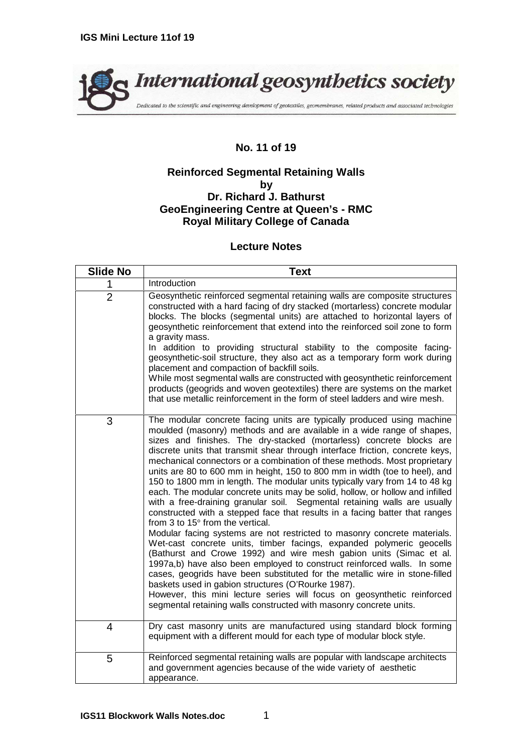# No. 11 of 19

## Reinforced Segmental Retaining Walls
**by**
**Dr. Richard J. Bathurst**
**GeoEngineering Centre at Queen's - RMC**
**Royal Military College of Canada**

### Lecture Notes

| Slide No | Text |
|---|---|
| 1 | Introduction |
| 2 | Geosynthetic reinforced segmental retaining walls are composite structures constructed with a hard facing of dry stacked (mortarless) concrete modular blocks. The blocks (segmental units) are attached to horizontal layers of geosynthetic reinforcement that extend into the reinforced soil zone to form a gravity mass.<br>In addition to providing structural stability to the composite facing-geosynthetic-soil structure, they also act as a temporary form work during placement and compaction of backfill soils.<br>While most segmental walls are constructed with geosynthetic reinforcement products (geogrids and woven geotextiles) there are systems on the market that use metallic reinforcement in the form of steel ladders and wire mesh. |
| 3 | The modular concrete facing units are typically produced using machine moulded (masonry) methods and are available in a wide range of shapes, sizes and finishes. The dry-stacked (mortarless) concrete blocks are discrete units that transmit shear through interface friction, concrete keys, mechanical connectors or a combination of these methods. Most proprietary units are 80 to 600 mm in height, 150 to 800 mm in width (toe to heel), and 150 to 1800 mm in length. The modular units typically vary from 14 to 48 kg each. The modular concrete units may be solid, hollow, or hollow and infilled with a free-draining granular soil. Segmental retaining walls are usually constructed with a stepped face that results in a facing batter that ranges from 3 to 15° from the vertical.<br>Modular facing systems are not restricted to masonry concrete materials. Wet-cast concrete units, timber facings, expanded polymeric geocells (Bathurst and Crowe 1992) and wire mesh gabion units (Simac et al. 1997a,b) have also been employed to construct reinforced walls. In some cases, geogrids have been substituted for the metallic wire in stone-filled baskets used in gabion structures (O'Rourke 1987).<br>However, this mini lecture series will focus on geosynthetic reinforced segmental retaining walls constructed with masonry concrete units. |
| 4 | Dry cast masonry units are manufactured using standard block forming equipment with a different mould for each type of modular block style. |
| 5 | Reinforced segmental retaining walls are popular with landscape architects and government agencies because of the wide variety of aesthetic appearance. |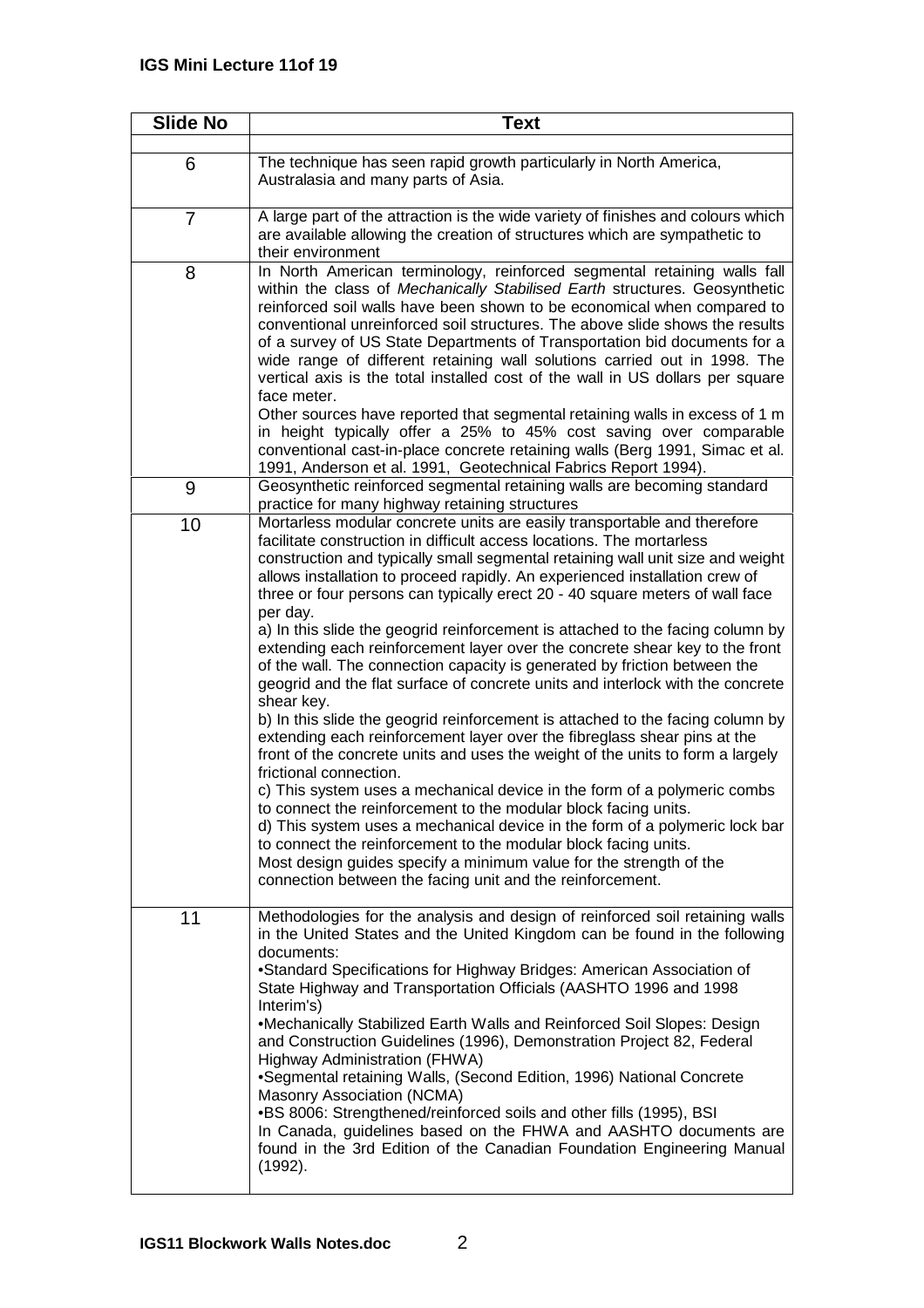| Slide No | Text |
|---|---|
| | |
| 6 | The technique has seen rapid growth particularly in North America, Australasia and many parts of Asia. |
| 7 | A large part of the attraction is the wide variety of finishes and colours which are available allowing the creation of structures which are sympathetic to their environment |
| 8 | In North American terminology, reinforced segmental retaining walls fall within the class of *Mechanically Stabilised Earth* structures. Geosynthetic reinforced soil walls have been shown to be economical when compared to conventional unreinforced soil structures. The above slide shows the results of a survey of US State Departments of Transportation bid documents for a wide range of different retaining wall solutions carried out in 1998. The vertical axis is the total installed cost of the wall in US dollars per square face meter.<br>Other sources have reported that segmental retaining walls in excess of 1 m in height typically offer a 25% to 45% cost saving over comparable conventional cast-in-place concrete retaining walls (Berg 1991, Simac et al. 1991, Anderson et al. 1991, Geotechnical Fabrics Report 1994). |
| 9 | Geosynthetic reinforced segmental retaining walls are becoming standard practice for many highway retaining structures |
| 10 | Mortarless modular concrete units are easily transportable and therefore facilitate construction in difficult access locations. The mortarless construction and typically small segmental retaining wall unit size and weight allows installation to proceed rapidly. An experienced installation crew of three or four persons can typically erect 20 - 40 square meters of wall face per day.<br>a) In this slide the geogrid reinforcement is attached to the facing column by extending each reinforcement layer over the concrete shear key to the front of the wall. The connection capacity is generated by friction between the geogrid and the flat surface of concrete units and interlock with the concrete shear key.<br>b) In this slide the geogrid reinforcement is attached to the facing column by extending each reinforcement layer over the fibreglass shear pins at the front of the concrete units and uses the weight of the units to form a largely frictional connection.<br>c) This system uses a mechanical device in the form of a polymeric combs to connect the reinforcement to the modular block facing units.<br>d) This system uses a mechanical device in the form of a polymeric lock bar to connect the reinforcement to the modular block facing units.<br>Most design guides specify a minimum value for the strength of the connection between the facing unit and the reinforcement. |
| 11 | Methodologies for the analysis and design of reinforced soil retaining walls in the United States and the United Kingdom can be found in the following documents:<br>•Standard Specifications for Highway Bridges: American Association of State Highway and Transportation Officials (AASHTO 1996 and 1998 Interim's)<br>•Mechanically Stabilized Earth Walls and Reinforced Soil Slopes: Design and Construction Guidelines (1996), Demonstration Project 82, Federal Highway Administration (FHWA)<br>•Segmental retaining Walls, (Second Edition, 1996) National Concrete Masonry Association (NCMA)<br>•BS 8006: Strengthened/reinforced soils and other fills (1995), BSI<br>In Canada, guidelines based on the FHWA and AASHTO documents are found in the 3rd Edition of the Canadian Foundation Engineering Manual (1992). |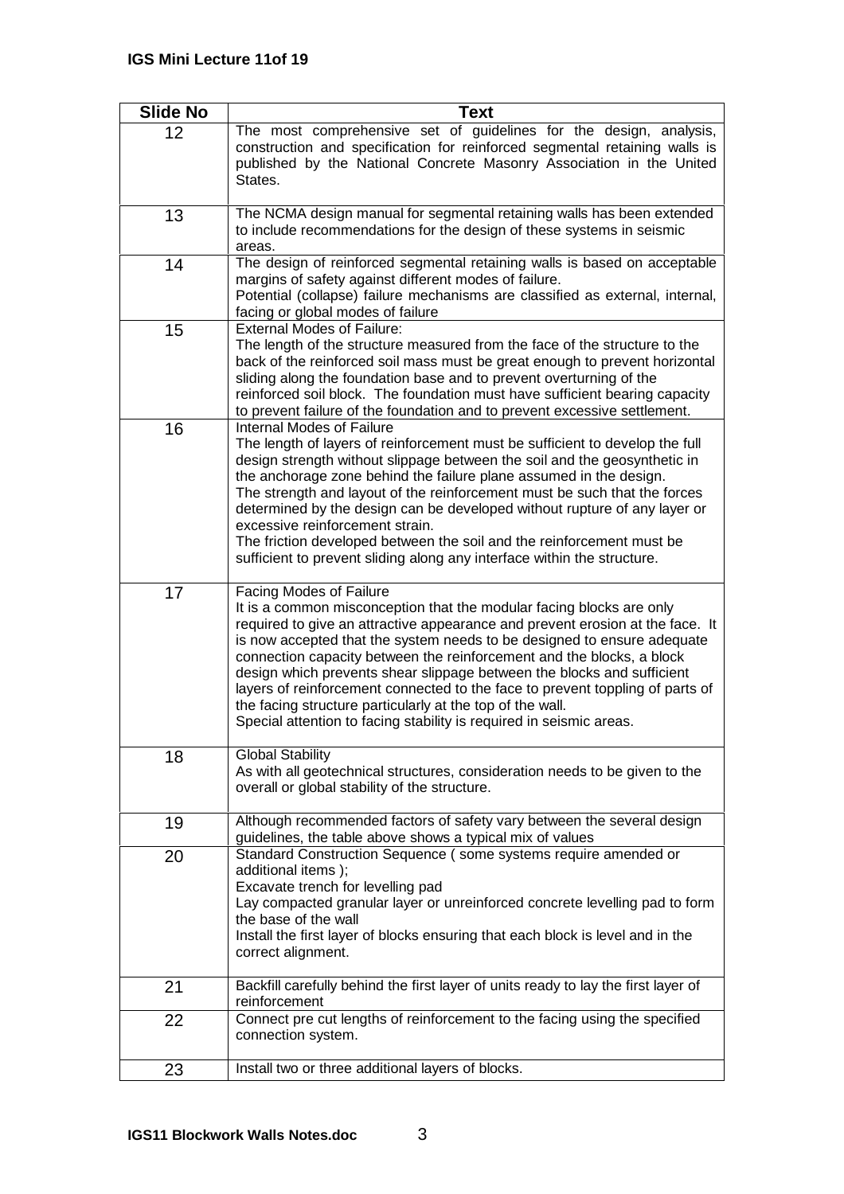| Slide No | Text |
|---|---|
| 12 | The most comprehensive set of guidelines for the design, analysis, construction and specification for reinforced segmental retaining walls is published by the National Concrete Masonry Association in the United States. |
| 13 | The NCMA design manual for segmental retaining walls has been extended to include recommendations for the design of these systems in seismic areas. |
| 14 | The design of reinforced segmental retaining walls is based on acceptable margins of safety against different modes of failure.<br>Potential (collapse) failure mechanisms are classified as external, internal, facing or global modes of failure |
| 15 | External Modes of Failure:<br>The length of the structure measured from the face of the structure to the back of the reinforced soil mass must be great enough to prevent horizontal sliding along the foundation base and to prevent overturning of the reinforced soil block. The foundation must have sufficient bearing capacity to prevent failure of the foundation and to prevent excessive settlement. |
| 16 | Internal Modes of Failure<br>The length of layers of reinforcement must be sufficient to develop the full design strength without slippage between the soil and the geosynthetic in the anchorage zone behind the failure plane assumed in the design.<br>The strength and layout of the reinforcement must be such that the forces determined by the design can be developed without rupture of any layer or excessive reinforcement strain.<br>The friction developed between the soil and the reinforcement must be sufficient to prevent sliding along any interface within the structure. |
| 17 | Facing Modes of Failure<br>It is a common misconception that the modular facing blocks are only required to give an attractive appearance and prevent erosion at the face. It is now accepted that the system needs to be designed to ensure adequate connection capacity between the reinforcement and the blocks, a block design which prevents shear slippage between the blocks and sufficient layers of reinforcement connected to the face to prevent toppling of parts of the facing structure particularly at the top of the wall.<br>Special attention to facing stability is required in seismic areas. |
| 18 | Global Stability<br>As with all geotechnical structures, consideration needs to be given to the overall or global stability of the structure. |
| 19 | Although recommended factors of safety vary between the several design guidelines, the table above shows a typical mix of values |
| 20 | Standard Construction Sequence ( some systems require amended or additional items );<br>Excavate trench for levelling pad<br>Lay compacted granular layer or unreinforced concrete levelling pad to form the base of the wall<br>Install the first layer of blocks ensuring that each block is level and in the correct alignment. |
| 21 | Backfill carefully behind the first layer of units ready to lay the first layer of reinforcement |
| 22 | Connect pre cut lengths of reinforcement to the facing using the specified connection system. |
| 23 | Install two or three additional layers of blocks. |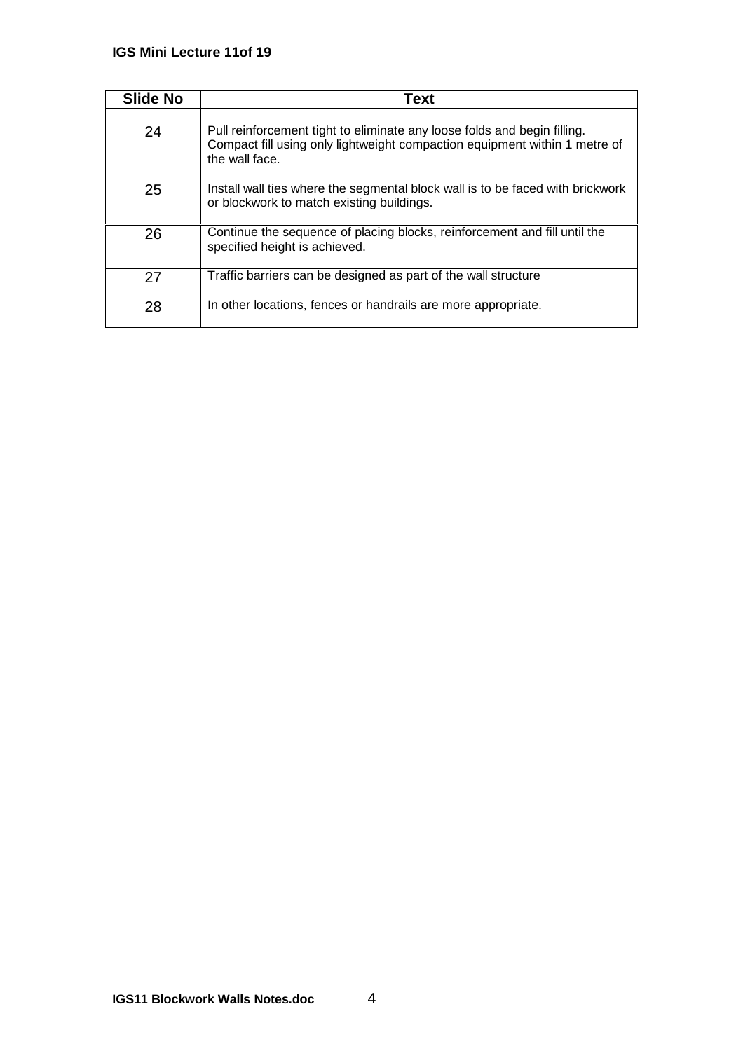| Slide No | Text |
|---|---|
| | |
| 24 | Pull reinforcement tight to eliminate any loose folds and begin filling. Compact fill using only lightweight compaction equipment within 1 metre of the wall face. |
| 25 | Install wall ties where the segmental block wall is to be faced with brickwork or blockwork to match existing buildings. |
| 26 | Continue the sequence of placing blocks, reinforcement and fill until the specified height is achieved. |
| 27 | Traffic barriers can be designed as part of the wall structure |
| 28 | In other locations, fences or handrails are more appropriate. |